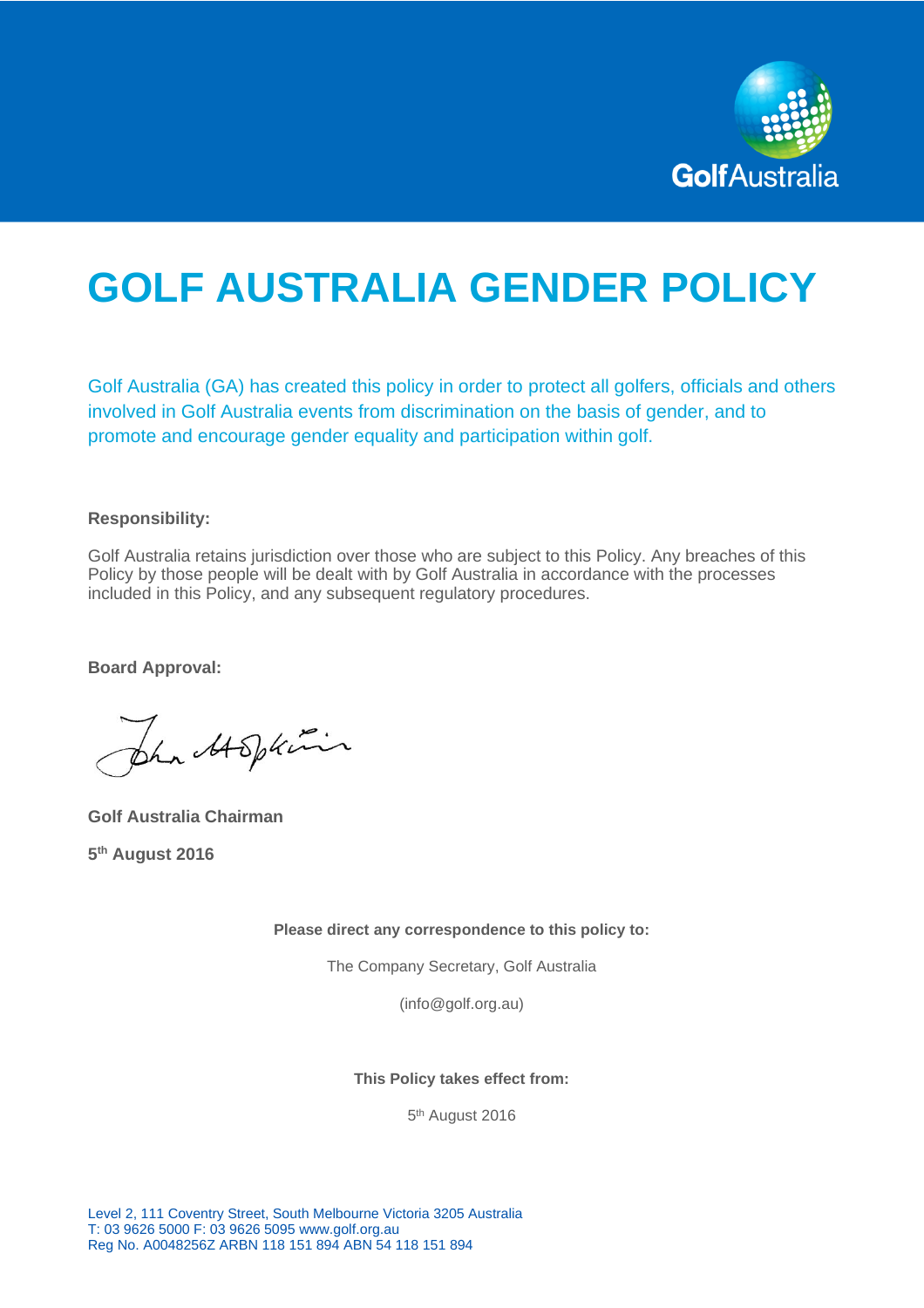# GOLF AUSTRALIA GENDER POLICY

Golf Australia (GA) has created this policy in order to protect all golfers, officials and others involved in Golf Australia events from discrimination on the basis of gender, and to promote and encourage gender equality and participation within golf.

**Responsibility:**

Golf Australia retains jurisdiction over those who are subject to this Policy. Any breaches of this Policy by those people will be dealt with by Golf Australia in accordance with the processes included in this Policy, and any subsequent regulatory procedures.

**Board Approval:**

**Golf Australia Chairman**

**5th August 2016**

**Please direct any correspondence to this policy to:**

The Company Secretary, Golf Australia

(info@golf.org.au)

**This Policy takes effect from:**

5th August 2016

Level 2, 111 Coventry Street, South Melbourne Victoria 3205 Australia
T: 03 9626 5000 F: 03 9626 5095 www.golf.org.au
Reg No. A0048256Z ARBN 118 151 894 ABN 54 118 151 894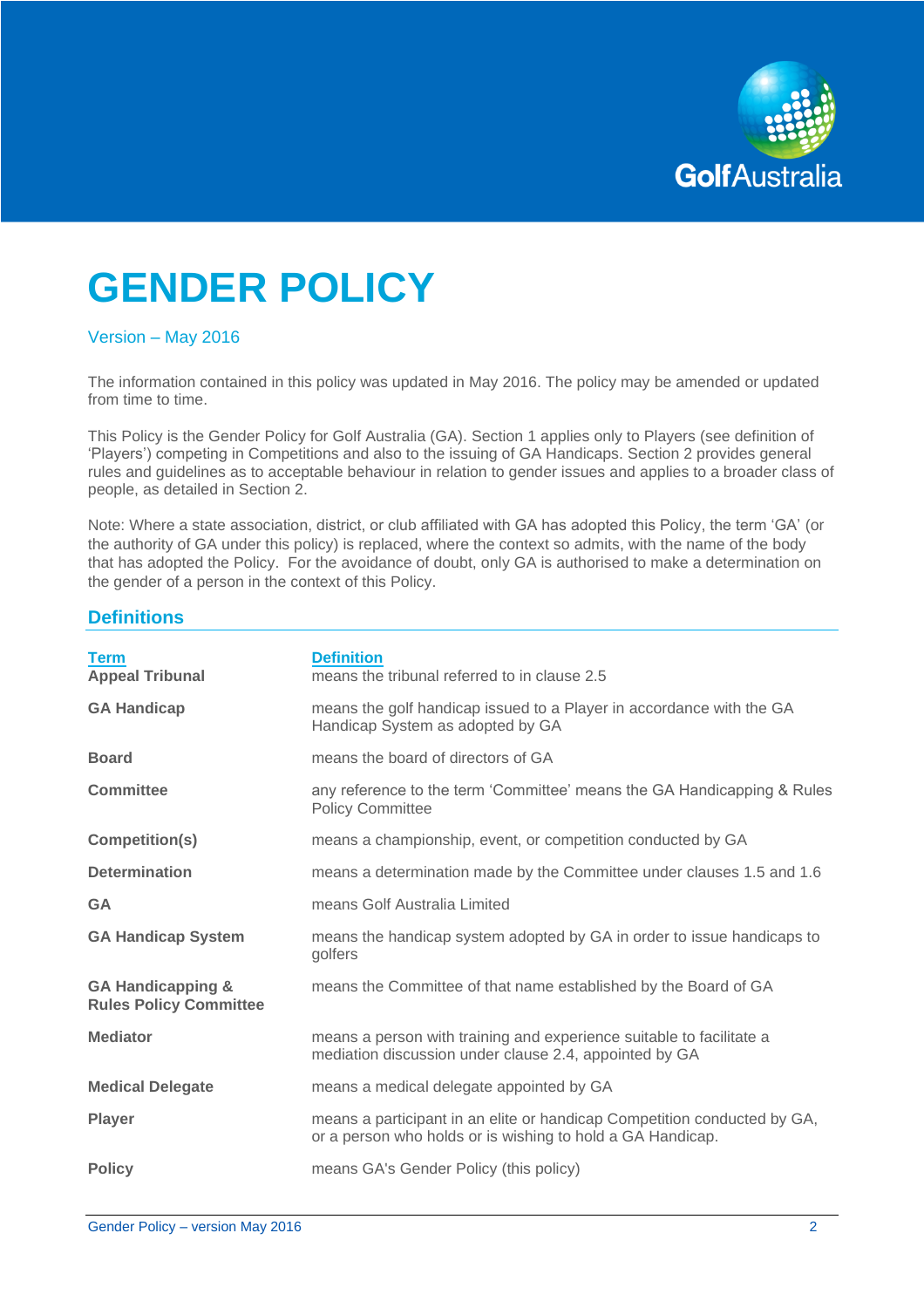# GENDER POLICY

Version – May 2016

The information contained in this policy was updated in May 2016. The policy may be amended or updated from time to time.

This Policy is the Gender Policy for Golf Australia (GA). Section 1 applies only to Players (see definition of 'Players') competing in Competitions and also to the issuing of GA Handicaps. Section 2 provides general rules and guidelines as to acceptable behaviour in relation to gender issues and applies to a broader class of people, as detailed in Section 2.

Note: Where a state association, district, or club affiliated with GA has adopted this Policy, the term 'GA' (or the authority of GA under this policy) is replaced, where the context so admits, with the name of the body that has adopted the Policy. For the avoidance of doubt, only GA is authorised to make a determination on the gender of a person in the context of this Policy.

## Definitions

| Term | Definition |
|---|---|
| **Appeal Tribunal** | means the tribunal referred to in clause 2.5 |
| **GA Handicap** | means the golf handicap issued to a Player in accordance with the GA Handicap System as adopted by GA |
| **Board** | means the board of directors of GA |
| **Committee** | any reference to the term 'Committee' means the GA Handicapping & Rules Policy Committee |
| **Competition(s)** | means a championship, event, or competition conducted by GA |
| **Determination** | means a determination made by the Committee under clauses 1.5 and 1.6 |
| **GA** | means Golf Australia Limited |
| **GA Handicap System** | means the handicap system adopted by GA in order to issue handicaps to golfers |
| **GA Handicapping & Rules Policy Committee** | means the Committee of that name established by the Board of GA |
| **Mediator** | means a person with training and experience suitable to facilitate a mediation discussion under clause 2.4, appointed by GA |
| **Medical Delegate** | means a medical delegate appointed by GA |
| **Player** | means a participant in an elite or handicap Competition conducted by GA, or a person who holds or is wishing to hold a GA Handicap. |
| **Policy** | means GA's Gender Policy (this policy) |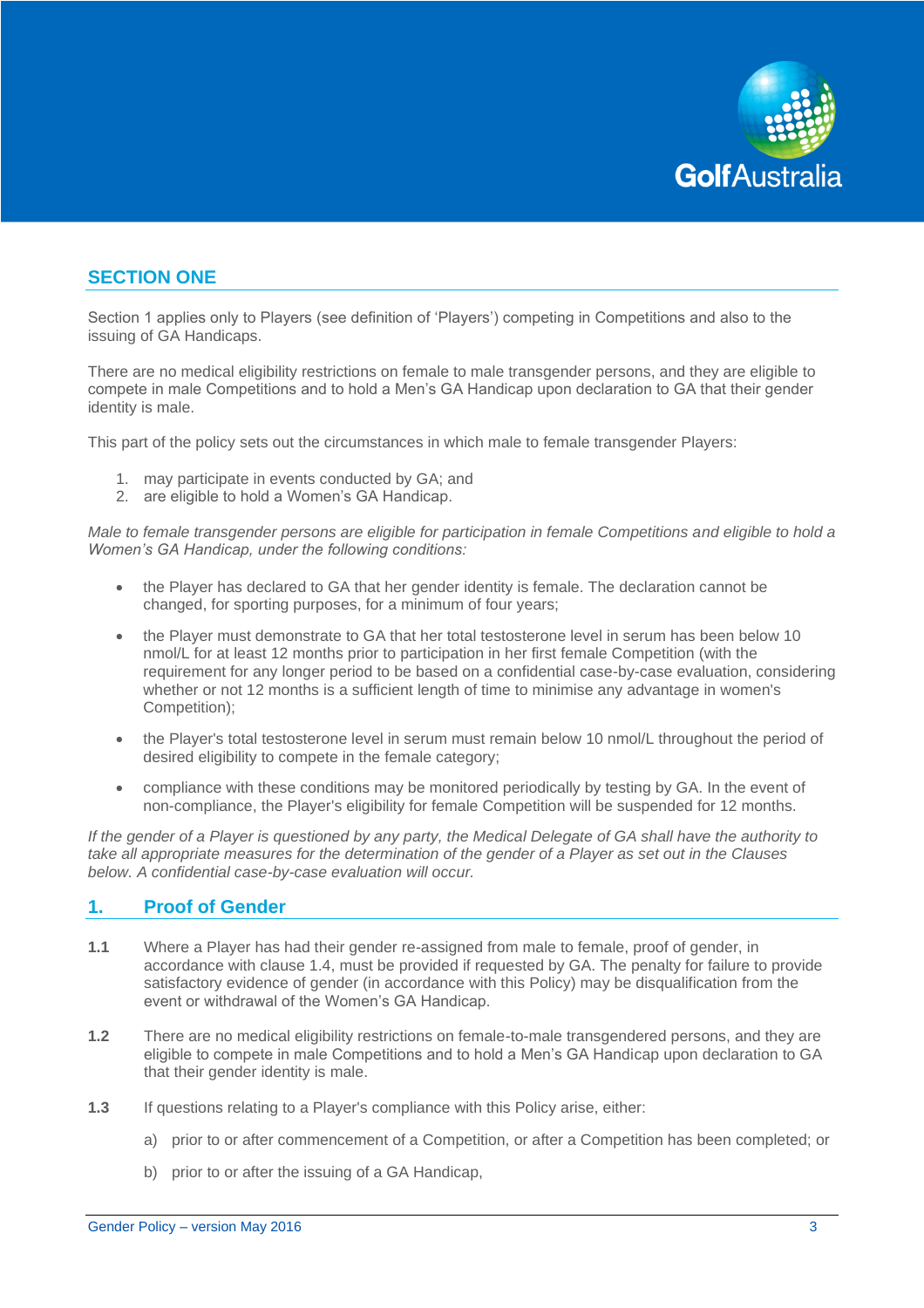## SECTION ONE

Section 1 applies only to Players (see definition of 'Players') competing in Competitions and also to the issuing of GA Handicaps.

There are no medical eligibility restrictions on female to male transgender persons, and they are eligible to compete in male Competitions and to hold a Men's GA Handicap upon declaration to GA that their gender identity is male.

This part of the policy sets out the circumstances in which male to female transgender Players:

1. may participate in events conducted by GA; and
2. are eligible to hold a Women's GA Handicap.

*Male to female transgender persons are eligible for participation in female Competitions and eligible to hold a Women's GA Handicap, under the following conditions:*

- the Player has declared to GA that her gender identity is female. The declaration cannot be changed, for sporting purposes, for a minimum of four years;
- the Player must demonstrate to GA that her total testosterone level in serum has been below 10 nmol/L for at least 12 months prior to participation in her first female Competition (with the requirement for any longer period to be based on a confidential case-by-case evaluation, considering whether or not 12 months is a sufficient length of time to minimise any advantage in women's Competition);
- the Player's total testosterone level in serum must remain below 10 nmol/L throughout the period of desired eligibility to compete in the female category;
- compliance with these conditions may be monitored periodically by testing by GA. In the event of non-compliance, the Player's eligibility for female Competition will be suspended for 12 months.

*If the gender of a Player is questioned by any party, the Medical Delegate of GA shall have the authority to take all appropriate measures for the determination of the gender of a Player as set out in the Clauses below. A confidential case-by-case evaluation will occur.*

## 1. Proof of Gender

**1.1** Where a Player has had their gender re-assigned from male to female, proof of gender, in accordance with clause 1.4, must be provided if requested by GA. The penalty for failure to provide satisfactory evidence of gender (in accordance with this Policy) may be disqualification from the event or withdrawal of the Women's GA Handicap.

**1.2** There are no medical eligibility restrictions on female-to-male transgendered persons, and they are eligible to compete in male Competitions and to hold a Men's GA Handicap upon declaration to GA that their gender identity is male.

**1.3** If questions relating to a Player's compliance with this Policy arise, either:

a) prior to or after commencement of a Competition, or after a Competition has been completed; or

b) prior to or after the issuing of a GA Handicap,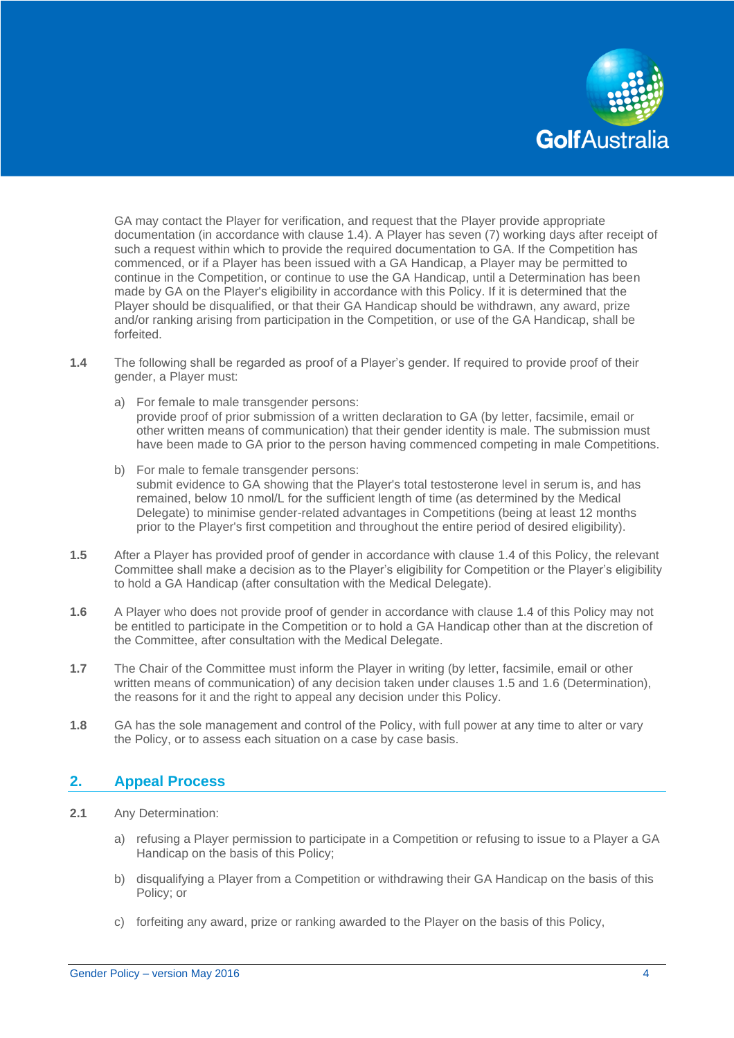GA may contact the Player for verification, and request that the Player provide appropriate documentation (in accordance with clause 1.4). A Player has seven (7) working days after receipt of such a request within which to provide the required documentation to GA. If the Competition has commenced, or if a Player has been issued with a GA Handicap, a Player may be permitted to continue in the Competition, or continue to use the GA Handicap, until a Determination has been made by GA on the Player's eligibility in accordance with this Policy. If it is determined that the Player should be disqualified, or that their GA Handicap should be withdrawn, any award, prize and/or ranking arising from participation in the Competition, or use of the GA Handicap, shall be forfeited.

**1.4** The following shall be regarded as proof of a Player's gender. If required to provide proof of their gender, a Player must:

a) For female to male transgender persons:
provide proof of prior submission of a written declaration to GA (by letter, facsimile, email or other written means of communication) that their gender identity is male. The submission must have been made to GA prior to the person having commenced competing in male Competitions.

b) For male to female transgender persons:
submit evidence to GA showing that the Player's total testosterone level in serum is, and has remained, below 10 nmol/L for the sufficient length of time (as determined by the Medical Delegate) to minimise gender-related advantages in Competitions (being at least 12 months prior to the Player's first competition and throughout the entire period of desired eligibility).

**1.5** After a Player has provided proof of gender in accordance with clause 1.4 of this Policy, the relevant Committee shall make a decision as to the Player's eligibility for Competition or the Player's eligibility to hold a GA Handicap (after consultation with the Medical Delegate).

**1.6** A Player who does not provide proof of gender in accordance with clause 1.4 of this Policy may not be entitled to participate in the Competition or to hold a GA Handicap other than at the discretion of the Committee, after consultation with the Medical Delegate.

**1.7** The Chair of the Committee must inform the Player in writing (by letter, facsimile, email or other written means of communication) of any decision taken under clauses 1.5 and 1.6 (Determination), the reasons for it and the right to appeal any decision under this Policy.

**1.8** GA has the sole management and control of the Policy, with full power at any time to alter or vary the Policy, or to assess each situation on a case by case basis.

## 2. Appeal Process

**2.1** Any Determination:

a) refusing a Player permission to participate in a Competition or refusing to issue to a Player a GA Handicap on the basis of this Policy;

b) disqualifying a Player from a Competition or withdrawing their GA Handicap on the basis of this Policy; or

c) forfeiting any award, prize or ranking awarded to the Player on the basis of this Policy,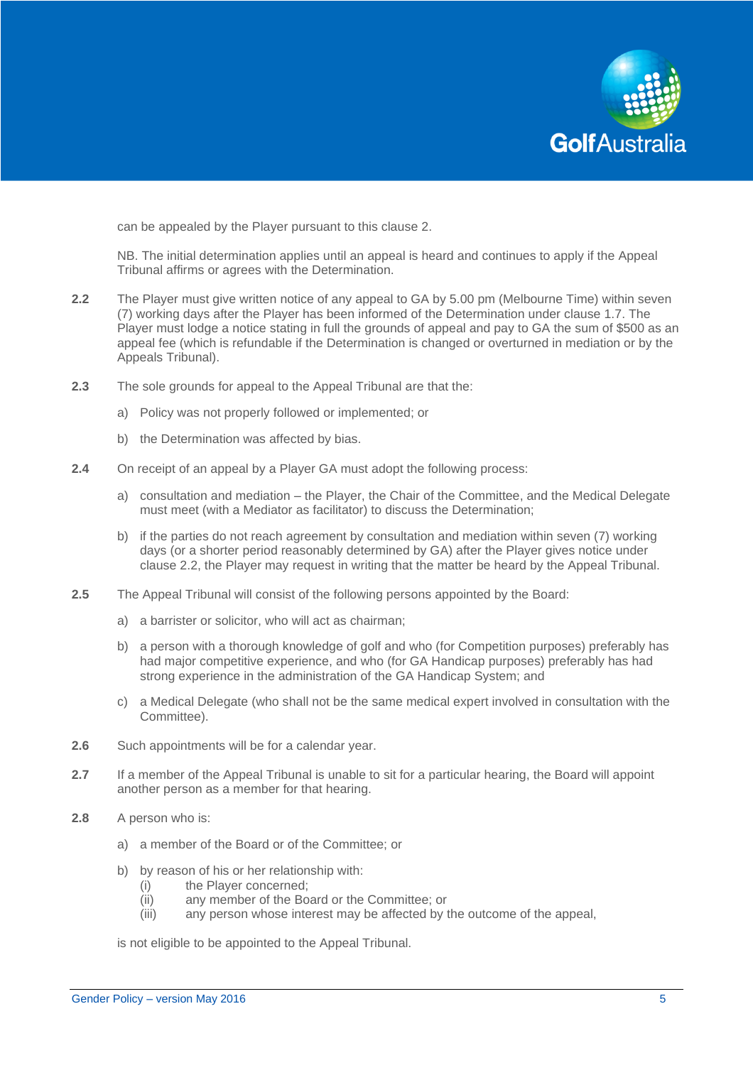can be appealed by the Player pursuant to this clause 2.

NB. The initial determination applies until an appeal is heard and continues to apply if the Appeal Tribunal affirms or agrees with the Determination.

**2.2** The Player must give written notice of any appeal to GA by 5.00 pm (Melbourne Time) within seven (7) working days after the Player has been informed of the Determination under clause 1.7. The Player must lodge a notice stating in full the grounds of appeal and pay to GA the sum of $500 as an appeal fee (which is refundable if the Determination is changed or overturned in mediation or by the Appeals Tribunal).

**2.3** The sole grounds for appeal to the Appeal Tribunal are that the:

a) Policy was not properly followed or implemented; or

b) the Determination was affected by bias.

**2.4** On receipt of an appeal by a Player GA must adopt the following process:

a) consultation and mediation – the Player, the Chair of the Committee, and the Medical Delegate must meet (with a Mediator as facilitator) to discuss the Determination;

b) if the parties do not reach agreement by consultation and mediation within seven (7) working days (or a shorter period reasonably determined by GA) after the Player gives notice under clause 2.2, the Player may request in writing that the matter be heard by the Appeal Tribunal.

**2.5** The Appeal Tribunal will consist of the following persons appointed by the Board:

a) a barrister or solicitor, who will act as chairman;

b) a person with a thorough knowledge of golf and who (for Competition purposes) preferably has had major competitive experience, and who (for GA Handicap purposes) preferably has had strong experience in the administration of the GA Handicap System; and

c) a Medical Delegate (who shall not be the same medical expert involved in consultation with the Committee).

**2.6** Such appointments will be for a calendar year.

**2.7** If a member of the Appeal Tribunal is unable to sit for a particular hearing, the Board will appoint another person as a member for that hearing.

**2.8** A person who is:

a) a member of the Board or of the Committee; or

b) by reason of his or her relationship with:
   (i) the Player concerned;
   (ii) any member of the Board or the Committee; or
   (iii) any person whose interest may be affected by the outcome of the appeal,

is not eligible to be appointed to the Appeal Tribunal.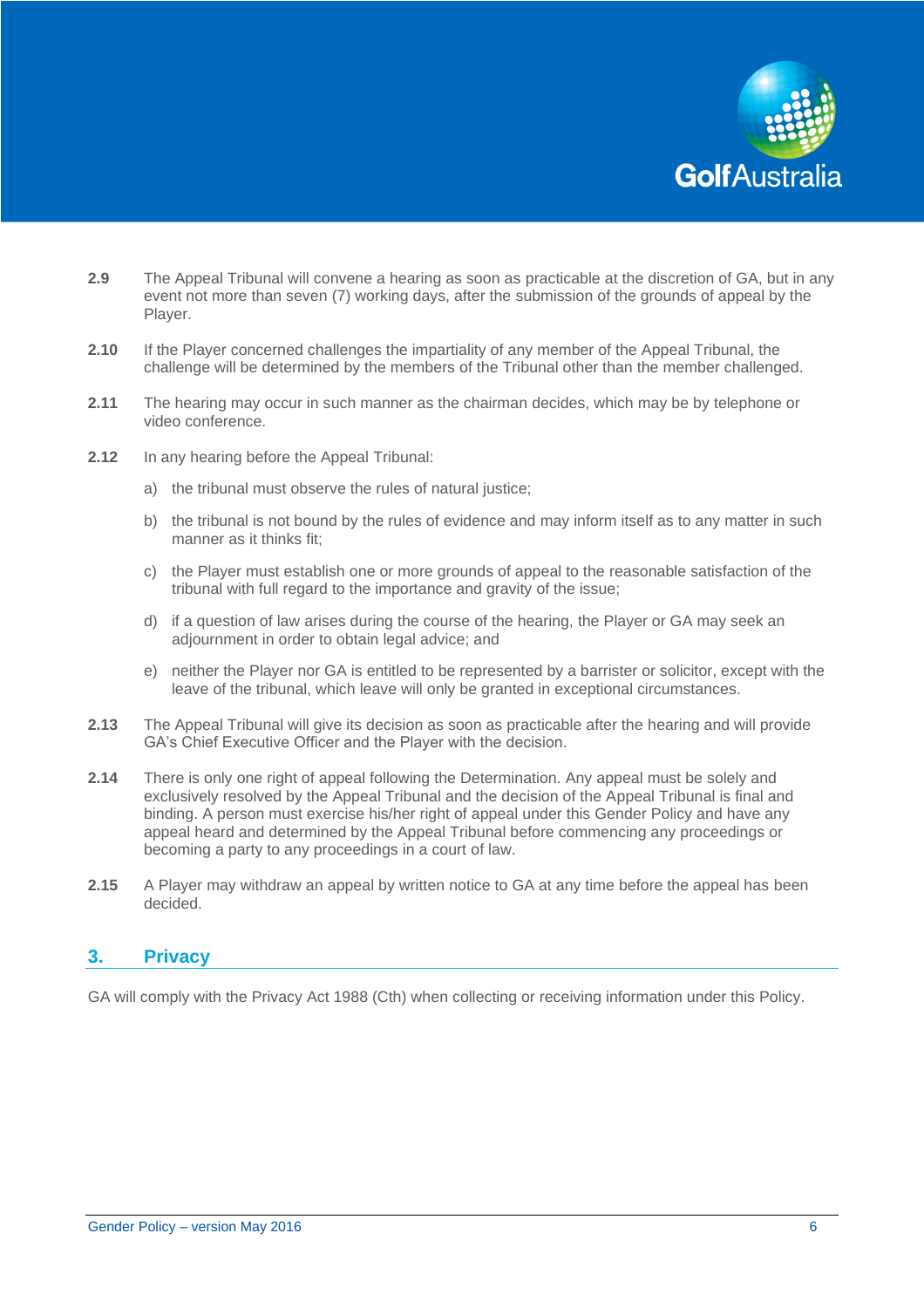**2.9** The Appeal Tribunal will convene a hearing as soon as practicable at the discretion of GA, but in any event not more than seven (7) working days, after the submission of the grounds of appeal by the Player.

**2.10** If the Player concerned challenges the impartiality of any member of the Appeal Tribunal, the challenge will be determined by the members of the Tribunal other than the member challenged.

**2.11** The hearing may occur in such manner as the chairman decides, which may be by telephone or video conference.

**2.12** In any hearing before the Appeal Tribunal:

a) the tribunal must observe the rules of natural justice;

b) the tribunal is not bound by the rules of evidence and may inform itself as to any matter in such manner as it thinks fit;

c) the Player must establish one or more grounds of appeal to the reasonable satisfaction of the tribunal with full regard to the importance and gravity of the issue;

d) if a question of law arises during the course of the hearing, the Player or GA may seek an adjournment in order to obtain legal advice; and

e) neither the Player nor GA is entitled to be represented by a barrister or solicitor, except with the leave of the tribunal, which leave will only be granted in exceptional circumstances.

**2.13** The Appeal Tribunal will give its decision as soon as practicable after the hearing and will provide GA's Chief Executive Officer and the Player with the decision.

**2.14** There is only one right of appeal following the Determination. Any appeal must be solely and exclusively resolved by the Appeal Tribunal and the decision of the Appeal Tribunal is final and binding. A person must exercise his/her right of appeal under this Gender Policy and have any appeal heard and determined by the Appeal Tribunal before commencing any proceedings or becoming a party to any proceedings in a court of law.

**2.15** A Player may withdraw an appeal by written notice to GA at any time before the appeal has been decided.

## 3. Privacy

GA will comply with the Privacy Act 1988 (Cth) when collecting or receiving information under this Policy.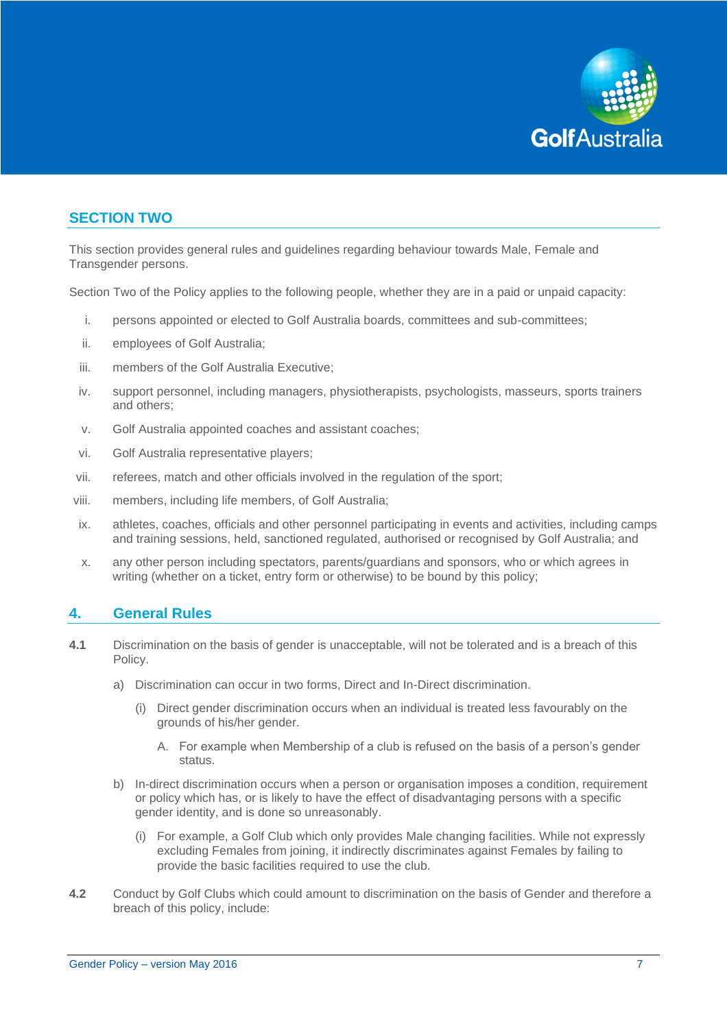## SECTION TWO

This section provides general rules and guidelines regarding behaviour towards Male, Female and Transgender persons.

Section Two of the Policy applies to the following people, whether they are in a paid or unpaid capacity:

i. persons appointed or elected to Golf Australia boards, committees and sub-committees;

ii. employees of Golf Australia;

iii. members of the Golf Australia Executive;

iv. support personnel, including managers, physiotherapists, psychologists, masseurs, sports trainers and others;

v. Golf Australia appointed coaches and assistant coaches;

vi. Golf Australia representative players;

vii. referees, match and other officials involved in the regulation of the sport;

viii. members, including life members, of Golf Australia;

ix. athletes, coaches, officials and other personnel participating in events and activities, including camps and training sessions, held, sanctioned regulated, authorised or recognised by Golf Australia; and

x. any other person including spectators, parents/guardians and sponsors, who or which agrees in writing (whether on a ticket, entry form or otherwise) to be bound by this policy;

## 4. General Rules

**4.1** Discrimination on the basis of gender is unacceptable, will not be tolerated and is a breach of this Policy.

a) Discrimination can occur in two forms, Direct and In-Direct discrimination.

(i) Direct gender discrimination occurs when an individual is treated less favourably on the grounds of his/her gender.

A. For example when Membership of a club is refused on the basis of a person's gender status.

b) In-direct discrimination occurs when a person or organisation imposes a condition, requirement or policy which has, or is likely to have the effect of disadvantaging persons with a specific gender identity, and is done so unreasonably.

(i) For example, a Golf Club which only provides Male changing facilities. While not expressly excluding Females from joining, it indirectly discriminates against Females by failing to provide the basic facilities required to use the club.

**4.2** Conduct by Golf Clubs which could amount to discrimination on the basis of Gender and therefore a breach of this policy, include: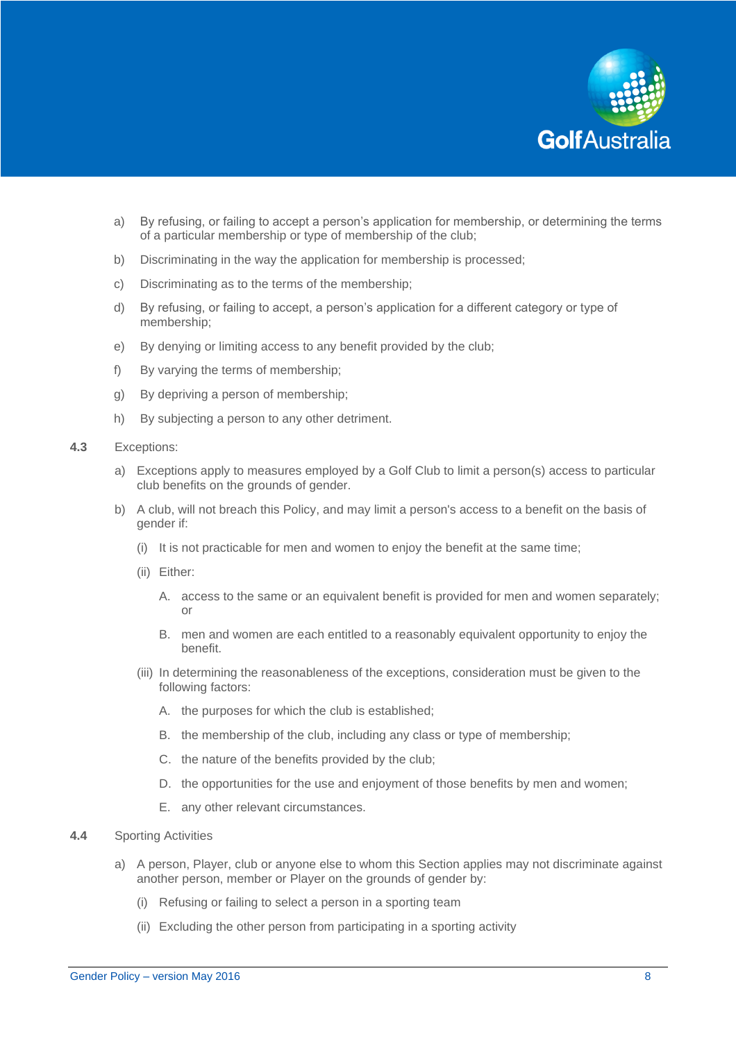a) By refusing, or failing to accept a person's application for membership, or determining the terms of a particular membership or type of membership of the club;

b) Discriminating in the way the application for membership is processed;

c) Discriminating as to the terms of the membership;

d) By refusing, or failing to accept, a person's application for a different category or type of membership;

e) By denying or limiting access to any benefit provided by the club;

f) By varying the terms of membership;

g) By depriving a person of membership;

h) By subjecting a person to any other detriment.

**4.3** Exceptions:

a) Exceptions apply to measures employed by a Golf Club to limit a person(s) access to particular club benefits on the grounds of gender.

b) A club, will not breach this Policy, and may limit a person's access to a benefit on the basis of gender if:

   (i) It is not practicable for men and women to enjoy the benefit at the same time;

   (ii) Either:

      A. access to the same or an equivalent benefit is provided for men and women separately; or

      B. men and women are each entitled to a reasonably equivalent opportunity to enjoy the benefit.

   (iii) In determining the reasonableness of the exceptions, consideration must be given to the following factors:

      A. the purposes for which the club is established;

      B. the membership of the club, including any class or type of membership;

      C. the nature of the benefits provided by the club;

      D. the opportunities for the use and enjoyment of those benefits by men and women;

      E. any other relevant circumstances.

**4.4** Sporting Activities

a) A person, Player, club or anyone else to whom this Section applies may not discriminate against another person, member or Player on the grounds of gender by:

   (i) Refusing or failing to select a person in a sporting team

   (ii) Excluding the other person from participating in a sporting activity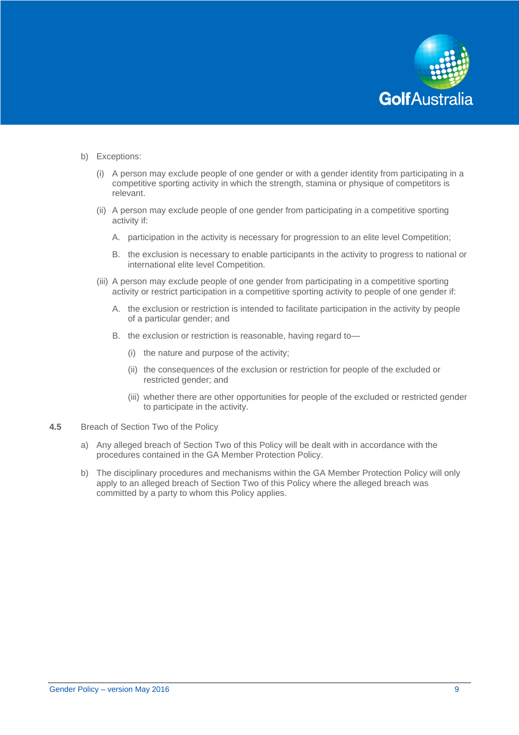b) Exceptions:

   (i) A person may exclude people of one gender or with a gender identity from participating in a competitive sporting activity in which the strength, stamina or physique of competitors is relevant.

   (ii) A person may exclude people of one gender from participating in a competitive sporting activity if:

      A. participation in the activity is necessary for progression to an elite level Competition;

      B. the exclusion is necessary to enable participants in the activity to progress to national or international elite level Competition.

   (iii) A person may exclude people of one gender from participating in a competitive sporting activity or restrict participation in a competitive sporting activity to people of one gender if:

      A. the exclusion or restriction is intended to facilitate participation in the activity by people of a particular gender; and

      B. the exclusion or restriction is reasonable, having regard to—

         (i) the nature and purpose of the activity;

         (ii) the consequences of the exclusion or restriction for people of the excluded or restricted gender; and

         (iii) whether there are other opportunities for people of the excluded or restricted gender to participate in the activity.

**4.5** Breach of Section Two of the Policy

a) Any alleged breach of Section Two of this Policy will be dealt with in accordance with the procedures contained in the GA Member Protection Policy.

b) The disciplinary procedures and mechanisms within the GA Member Protection Policy will only apply to an alleged breach of Section Two of this Policy where the alleged breach was committed by a party to whom this Policy applies.